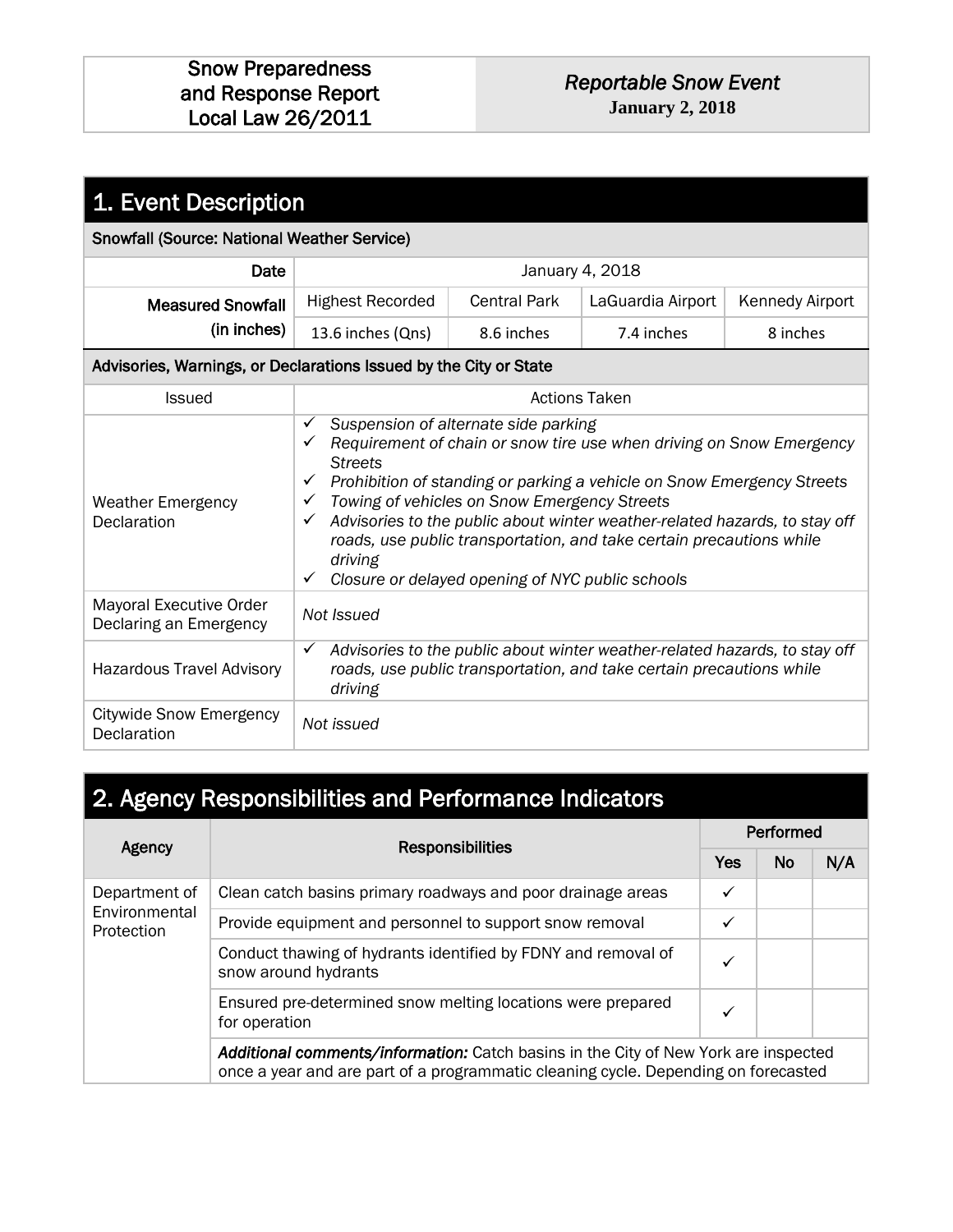| Snow Preparedness and Response Report Local Law 26/2011 | *Reportable Snow Event* **January 2, 2018** |
|---|---|

# 1. Event Description

**Snowfall (Source: National Weather Service)**

| | | | | |
|---|---|---|---|---|
| **Date** | January 4, 2018 | | | |
| **Measured Snowfall (in inches)** | Highest Recorded | Central Park | LaGuardia Airport | Kennedy Airport |
| | 13.6 inches (Qns) | 8.6 inches | 7.4 inches | 8 inches |

**Advisories, Warnings, or Declarations Issued by the City or State**

| Issued | Actions Taken |
|---|---|
| Weather Emergency Declaration | ✓ *Suspension of alternate side parking*<br>✓ *Requirement of chain or snow tire use when driving on Snow Emergency Streets*<br>✓ *Prohibition of standing or parking a vehicle on Snow Emergency Streets*<br>✓ *Towing of vehicles on Snow Emergency Streets*<br>✓ *Advisories to the public about winter weather-related hazards, to stay off roads, use public transportation, and take certain precautions while driving*<br>✓ *Closure or delayed opening of NYC public schools* |
| Mayoral Executive Order Declaring an Emergency | *Not Issued* |
| Hazardous Travel Advisory | ✓ *Advisories to the public about winter weather-related hazards, to stay off roads, use public transportation, and take certain precautions while driving* |
| Citywide Snow Emergency Declaration | *Not issued* |

# 2. Agency Responsibilities and Performance Indicators

| Agency | Responsibilities | Performed | | |
|---|---|---|---|---|
| | | Yes | No | N/A |
| Department of Environmental Protection | Clean catch basins primary roadways and poor drainage areas | ✓ | | |
| | Provide equipment and personnel to support snow removal | ✓ | | |
| | Conduct thawing of hydrants identified by FDNY and removal of snow around hydrants | ✓ | | |
| | Ensured pre-determined snow melting locations were prepared for operation | ✓ | | |
| | ***Additional comments/information:*** Catch basins in the City of New York are inspected once a year and are part of a programmatic cleaning cycle. Depending on forecasted | | | |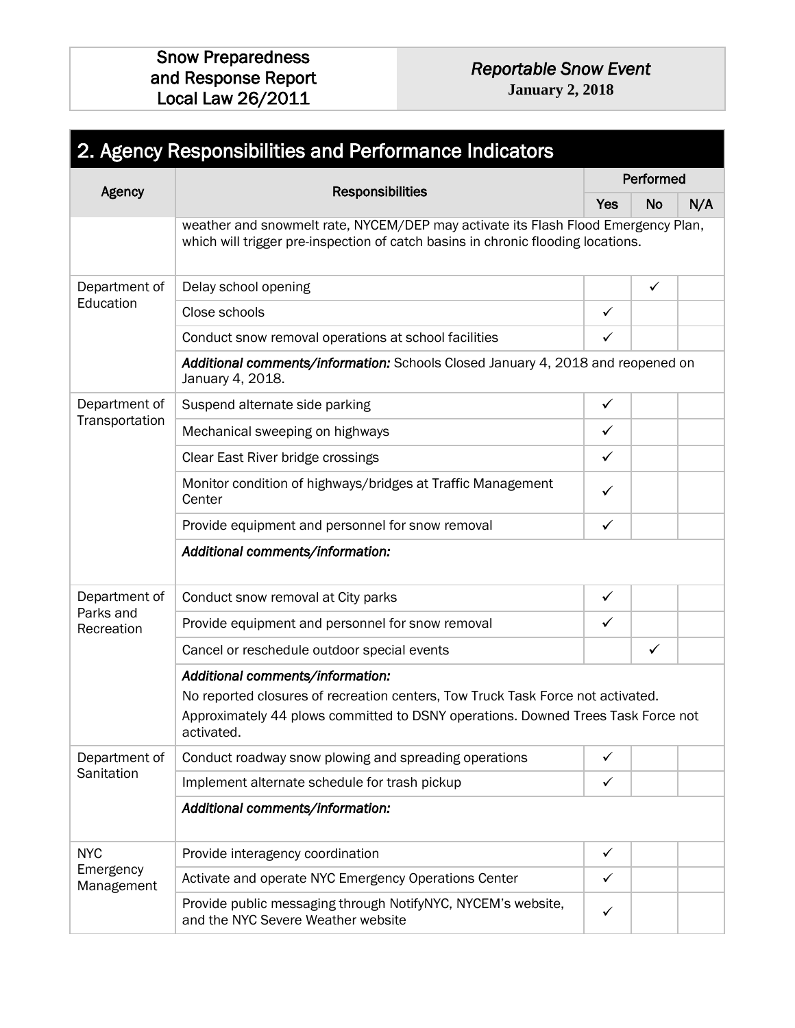## 2. Agency Responsibilities and Performance Indicators

| Agency | Responsibilities | Performed | | |
|---|---|---|---|---|
| | | Yes | No | N/A |
| | weather and snowmelt rate, NYCEM/DEP may activate its Flash Flood Emergency Plan, which will trigger pre-inspection of catch basins in chronic flooding locations. | | | |
| Department of Education | Delay school opening | | ✓ | |
| | Close schools | ✓ | | |
| | Conduct snow removal operations at school facilities | ✓ | | |
| | ***Additional comments/information:*** Schools Closed January 4, 2018 and reopened on January 4, 2018. | | | |
| Department of Transportation | Suspend alternate side parking | ✓ | | |
| | Mechanical sweeping on highways | ✓ | | |
| | Clear East River bridge crossings | ✓ | | |
| | Monitor condition of highways/bridges at Traffic Management Center | ✓ | | |
| | Provide equipment and personnel for snow removal | ✓ | | |
| | ***Additional comments/information:*** | | | |
| Department of Parks and Recreation | Conduct snow removal at City parks | ✓ | | |
| | Provide equipment and personnel for snow removal | ✓ | | |
| | Cancel or reschedule outdoor special events | | ✓ | |
| | ***Additional comments/information:*** No reported closures of recreation centers, Tow Truck Task Force not activated. Approximately 44 plows committed to DSNY operations. Downed Trees Task Force not activated. | | | |
| Department of Sanitation | Conduct roadway snow plowing and spreading operations | ✓ | | |
| | Implement alternate schedule for trash pickup | ✓ | | |
| | ***Additional comments/information:*** | | | |
| NYC Emergency Management | Provide interagency coordination | ✓ | | |
| | Activate and operate NYC Emergency Operations Center | ✓ | | |
| | Provide public messaging through NotifyNYC, NYCEM's website, and the NYC Severe Weather website | ✓ | | |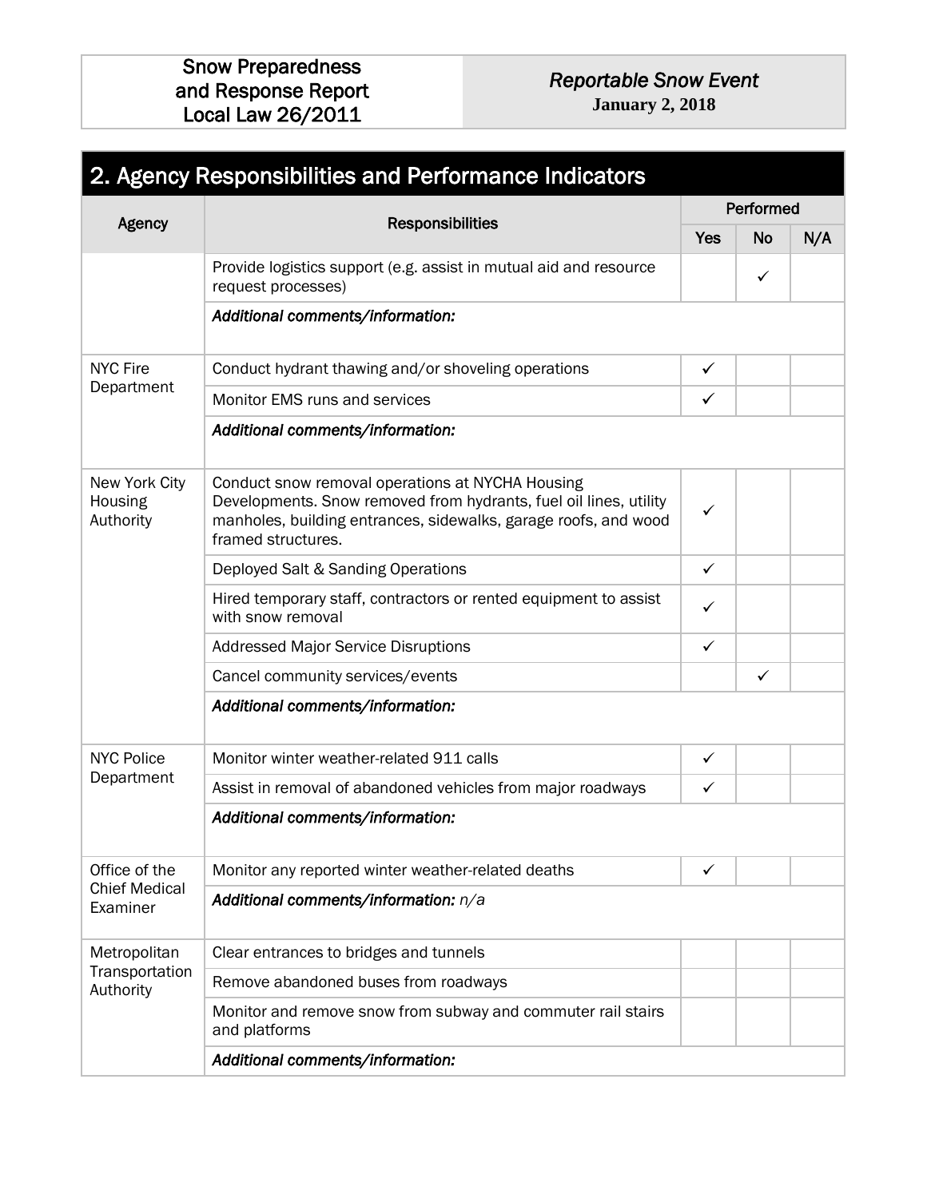## 2. Agency Responsibilities and Performance Indicators

| Agency | Responsibilities | Performed | | |
|---|---|---|---|---|
| | | Yes | No | N/A |
| | Provide logistics support (e.g. assist in mutual aid and resource request processes) | | ✓ | |
| | *Additional comments/information:* | | | |
| NYC Fire Department | Conduct hydrant thawing and/or shoveling operations | ✓ | | |
| | Monitor EMS runs and services | ✓ | | |
| | *Additional comments/information:* | | | |
| New York City Housing Authority | Conduct snow removal operations at NYCHA Housing Developments. Snow removed from hydrants, fuel oil lines, utility manholes, building entrances, sidewalks, garage roofs, and wood framed structures. | ✓ | | |
| | Deployed Salt & Sanding Operations | ✓ | | |
| | Hired temporary staff, contractors or rented equipment to assist with snow removal | ✓ | | |
| | Addressed Major Service Disruptions | ✓ | | |
| | Cancel community services/events | | ✓ | |
| | *Additional comments/information:* | | | |
| NYC Police Department | Monitor winter weather-related 911 calls | ✓ | | |
| | Assist in removal of abandoned vehicles from major roadways | ✓ | | |
| | *Additional comments/information:* | | | |
| Office of the Chief Medical Examiner | Monitor any reported winter weather-related deaths | ✓ | | |
| | *Additional comments/information:* n/a | | | |
| Metropolitan Transportation Authority | Clear entrances to bridges and tunnels | | | |
| | Remove abandoned buses from roadways | | | |
| | Monitor and remove snow from subway and commuter rail stairs and platforms | | | |
| | *Additional comments/information:* | | | |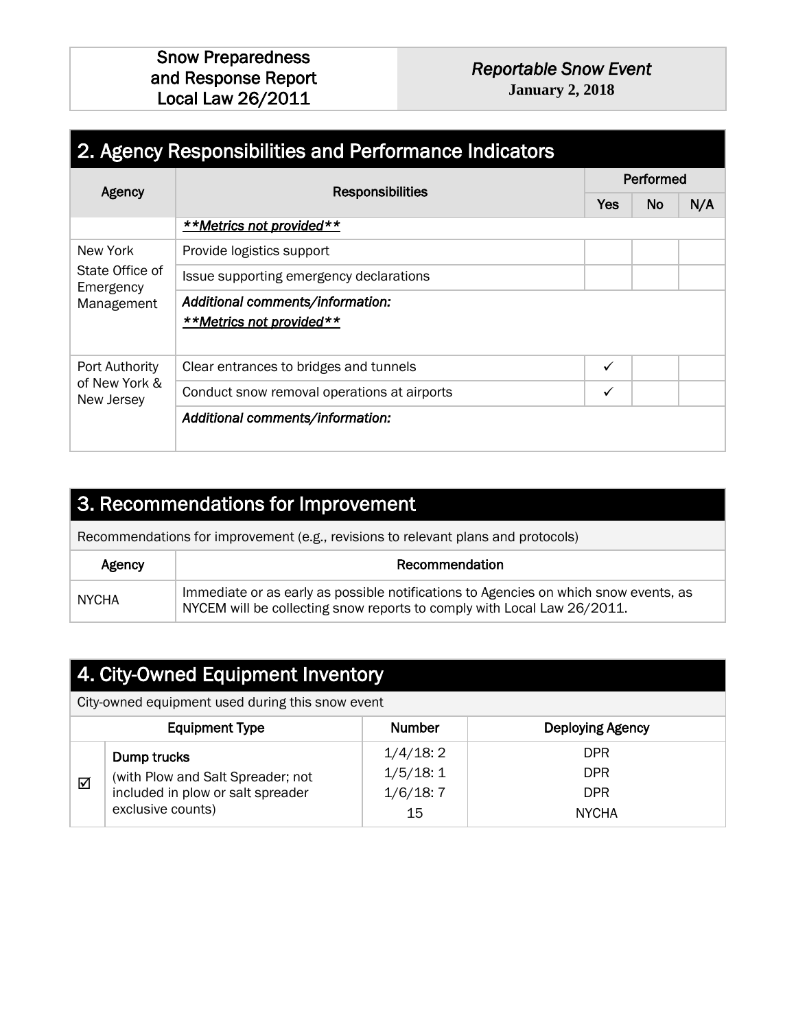## 2. Agency Responsibilities and Performance Indicators

| Agency | Responsibilities | Performed | | |
|---|---|---|---|---|
| | | Yes | No | N/A |
| | ***\*\*Metrics not provided\*\**** | | | |
| New York State Office of Emergency Management | Provide logistics support | | | |
| | Issue supporting emergency declarations | | | |
| | ***Additional comments/information:*** ***\*\*Metrics not provided\*\**** | | | |
| Port Authority of New York & New Jersey | Clear entrances to bridges and tunnels | ✓ | | |
| | Conduct snow removal operations at airports | ✓ | | |
| | ***Additional comments/information:*** | | | |

## 3. Recommendations for Improvement

Recommendations for improvement (e.g., revisions to relevant plans and protocols)

| Agency | Recommendation |
|---|---|
| NYCHA | Immediate or as early as possible notifications to Agencies on which snow events, as NYCEM will be collecting snow reports to comply with Local Law 26/2011. |

## 4. City-Owned Equipment Inventory

City-owned equipment used during this snow event

| | Equipment Type | Number | Deploying Agency |
|---|---|---|---|
| ☑ | **Dump trucks** (with Plow and Salt Spreader; not included in plow or salt spreader exclusive counts) | 1/4/18: 2<br>1/5/18: 1<br>1/6/18: 7<br>15 | DPR<br>DPR<br>DPR<br>NYCHA |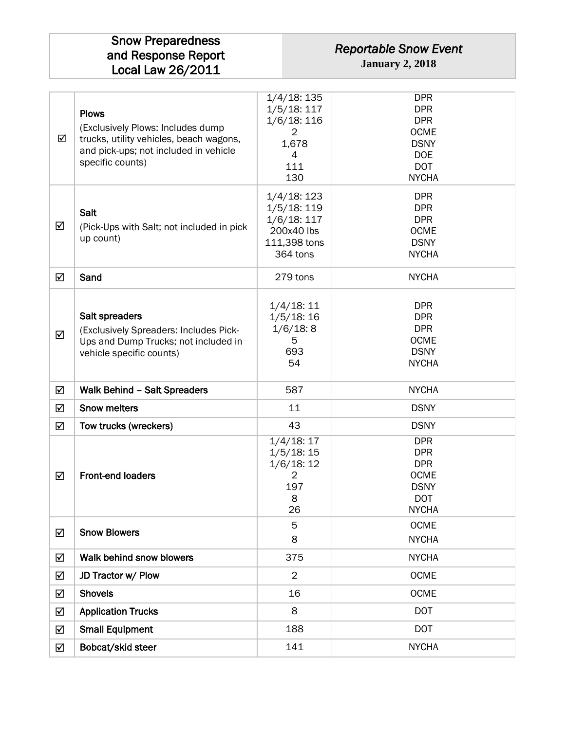| Snow Preparedness and Response Report Local Law 26/2011 | *Reportable Snow Event* **January 2, 2018** |
|---|---|

| | | | |
|---|---|---|---|
| ☑ | **Plows** (Exclusively Plows: Includes dump trucks, utility vehicles, beach wagons, and pick-ups; not included in vehicle specific counts) | 1/4/18: 135<br>1/5/18: 117<br>1/6/18: 116<br>2<br>1,678<br>4<br>111<br>130 | DPR<br>DPR<br>DPR<br>OCME<br>DSNY<br>DOE<br>DOT<br>NYCHA |
| ☑ | **Salt** (Pick-Ups with Salt; not included in pick up count) | 1/4/18: 123<br>1/5/18: 119<br>1/6/18: 117<br>200x40 lbs<br>111,398 tons<br>364 tons | DPR<br>DPR<br>DPR<br>OCME<br>DSNY<br>NYCHA |
| ☑ | **Sand** | 279 tons | NYCHA |
| ☑ | **Salt spreaders** (Exclusively Spreaders: Includes Pick-Ups and Dump Trucks; not included in vehicle specific counts) | 1/4/18: 11<br>1/5/18: 16<br>1/6/18: 8<br>5<br>693<br>54 | DPR<br>DPR<br>DPR<br>OCME<br>DSNY<br>NYCHA |
| ☑ | **Walk Behind – Salt Spreaders** | 587 | NYCHA |
| ☑ | **Snow melters** | 11 | DSNY |
| ☑ | **Tow trucks (wreckers)** | 43 | DSNY |
| ☑ | **Front-end loaders** | 1/4/18: 17<br>1/5/18: 15<br>1/6/18: 12<br>2<br>197<br>8<br>26 | DPR<br>DPR<br>DPR<br>OCME<br>DSNY<br>DOT<br>NYCHA |
| ☑ | **Snow Blowers** | 5<br>8 | OCME<br>NYCHA |
| ☑ | **Walk behind snow blowers** | 375 | NYCHA |
| ☑ | **JD Tractor w/ Plow** | 2 | OCME |
| ☑ | **Shovels** | 16 | OCME |
| ☑ | **Application Trucks** | 8 | DOT |
| ☑ | **Small Equipment** | 188 | DOT |
| ☑ | **Bobcat/skid steer** | 141 | NYCHA |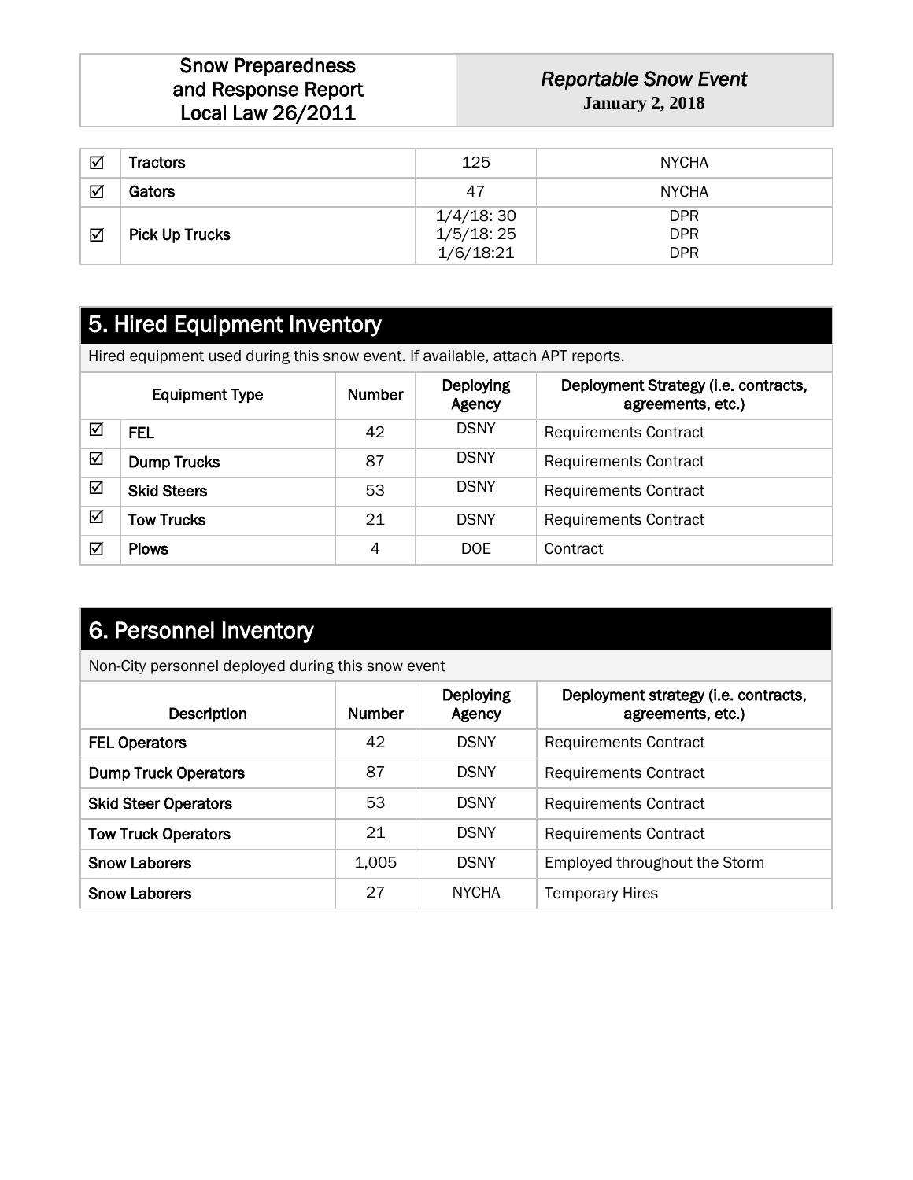| | | | |
|---|---|---|---|
| ☑ | Tractors | 125 | NYCHA |
| ☑ | Gators | 47 | NYCHA |
| ☑ | Pick Up Trucks | 1/4/18: 30<br>1/5/18: 25<br>1/6/18:21 | DPR<br>DPR<br>DPR |

## 5. Hired Equipment Inventory

Hired equipment used during this snow event. If available, attach APT reports.

| | Equipment Type | Number | Deploying Agency | Deployment Strategy (i.e. contracts, agreements, etc.) |
|---|---|---|---|---|
| ☑ | FEL | 42 | DSNY | Requirements Contract |
| ☑ | Dump Trucks | 87 | DSNY | Requirements Contract |
| ☑ | Skid Steers | 53 | DSNY | Requirements Contract |
| ☑ | Tow Trucks | 21 | DSNY | Requirements Contract |
| ☑ | Plows | 4 | DOE | Contract |

## 6. Personnel Inventory

Non-City personnel deployed during this snow event

| Description | Number | Deploying Agency | Deployment strategy (i.e. contracts, agreements, etc.) |
|---|---|---|---|
| FEL Operators | 42 | DSNY | Requirements Contract |
| Dump Truck Operators | 87 | DSNY | Requirements Contract |
| Skid Steer Operators | 53 | DSNY | Requirements Contract |
| Tow Truck Operators | 21 | DSNY | Requirements Contract |
| Snow Laborers | 1,005 | DSNY | Employed throughout the Storm |
| Snow Laborers | 27 | NYCHA | Temporary Hires |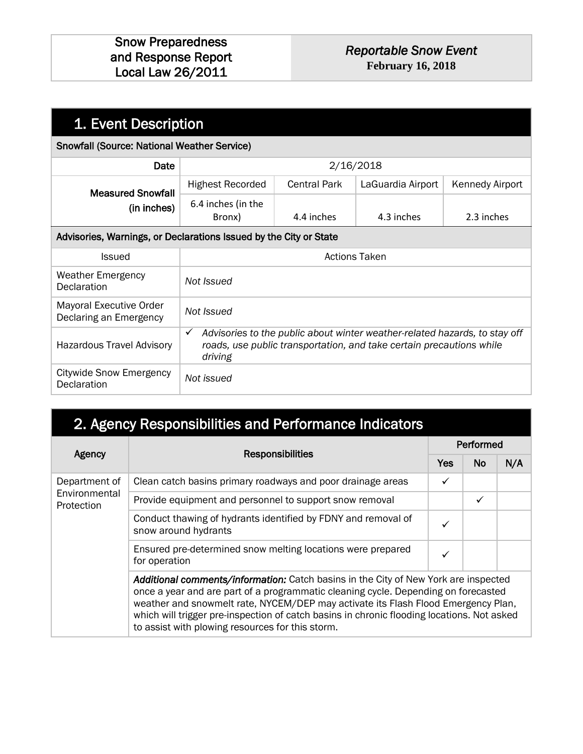| Snow Preparedness and Response Report Local Law 26/2011 | *Reportable Snow Event* **February 16, 2018** |
|---|---|

## 1. Event Description

**Snowfall (Source: National Weather Service)**

| | | | | |
|---|---|---|---|---|
| **Date** | 2/16/2018 | | | |
| **Measured Snowfall (in inches)** | Highest Recorded | Central Park | LaGuardia Airport | Kennedy Airport |
| | 6.4 inches (in the Bronx) | 4.4 inches | 4.3 inches | 2.3 inches |

**Advisories, Warnings, or Declarations Issued by the City or State**

| Issued | Actions Taken |
|---|---|
| Weather Emergency Declaration | *Not Issued* |
| Mayoral Executive Order Declaring an Emergency | *Not Issued* |
| Hazardous Travel Advisory | ✓ *Advisories to the public about winter weather-related hazards, to stay off roads, use public transportation, and take certain precautions while driving* |
| Citywide Snow Emergency Declaration | *Not issued* |

## 2. Agency Responsibilities and Performance Indicators

| Agency | Responsibilities | Performed | | |
|---|---|---|---|---|
| | | **Yes** | **No** | **N/A** |
| Department of Environmental Protection | Clean catch basins primary roadways and poor drainage areas | ✓ | | |
| | Provide equipment and personnel to support snow removal | | ✓ | |
| | Conduct thawing of hydrants identified by FDNY and removal of snow around hydrants | ✓ | | |
| | Ensured pre-determined snow melting locations were prepared for operation | ✓ | | |
| | ***Additional comments/information:*** Catch basins in the City of New York are inspected once a year and are part of a programmatic cleaning cycle. Depending on forecasted weather and snowmelt rate, NYCEM/DEP may activate its Flash Flood Emergency Plan, which will trigger pre-inspection of catch basins in chronic flooding locations. Not asked to assist with plowing resources for this storm. | | | |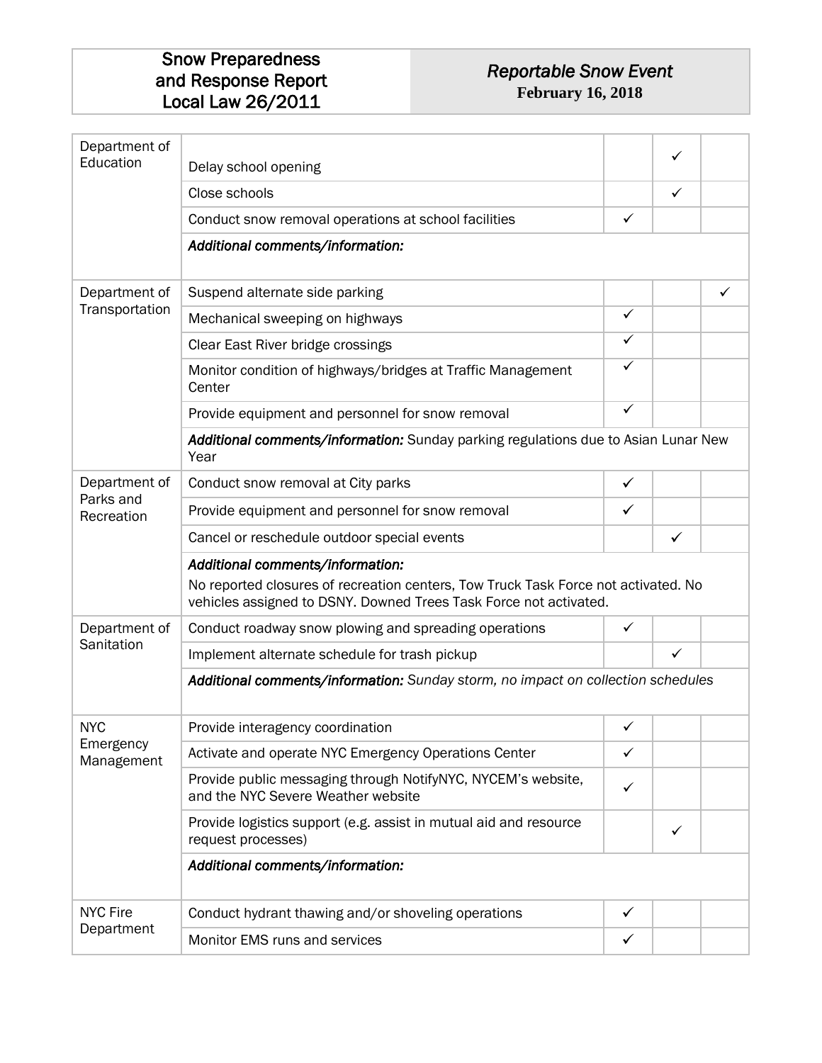| Snow Preparedness and Response Report Local Law 26/2011 | *Reportable Snow Event* **February 16, 2018** |
|---|---|

| | | | | |
|---|---|---|---|---|
| Department of Education | Delay school opening | | ✓ | |
| | Close schools | | ✓ | |
| | Conduct snow removal operations at school facilities | ✓ | | |
| | ***Additional comments/information:*** | | | |
| Department of Transportation | Suspend alternate side parking | | | ✓ |
| | Mechanical sweeping on highways | ✓ | | |
| | Clear East River bridge crossings | ✓ | | |
| | Monitor condition of highways/bridges at Traffic Management Center | ✓ | | |
| | Provide equipment and personnel for snow removal | ✓ | | |
| | ***Additional comments/information:*** Sunday parking regulations due to Asian Lunar New Year | | | |
| Department of Parks and Recreation | Conduct snow removal at City parks | ✓ | | |
| | Provide equipment and personnel for snow removal | ✓ | | |
| | Cancel or reschedule outdoor special events | | ✓ | |
| | ***Additional comments/information:*** No reported closures of recreation centers, Tow Truck Task Force not activated. No vehicles assigned to DSNY. Downed Trees Task Force not activated. | | | |
| Department of Sanitation | Conduct roadway snow plowing and spreading operations | ✓ | | |
| | Implement alternate schedule for trash pickup | | ✓ | |
| | ***Additional comments/information:*** *Sunday storm, no impact on collection schedules* | | | |
| NYC Emergency Management | Provide interagency coordination | ✓ | | |
| | Activate and operate NYC Emergency Operations Center | ✓ | | |
| | Provide public messaging through NotifyNYC, NYCEM's website, and the NYC Severe Weather website | ✓ | | |
| | Provide logistics support (e.g. assist in mutual aid and resource request processes) | | ✓ | |
| | ***Additional comments/information:*** | | | |
| NYC Fire Department | Conduct hydrant thawing and/or shoveling operations | ✓ | | |
| | Monitor EMS runs and services | ✓ | | |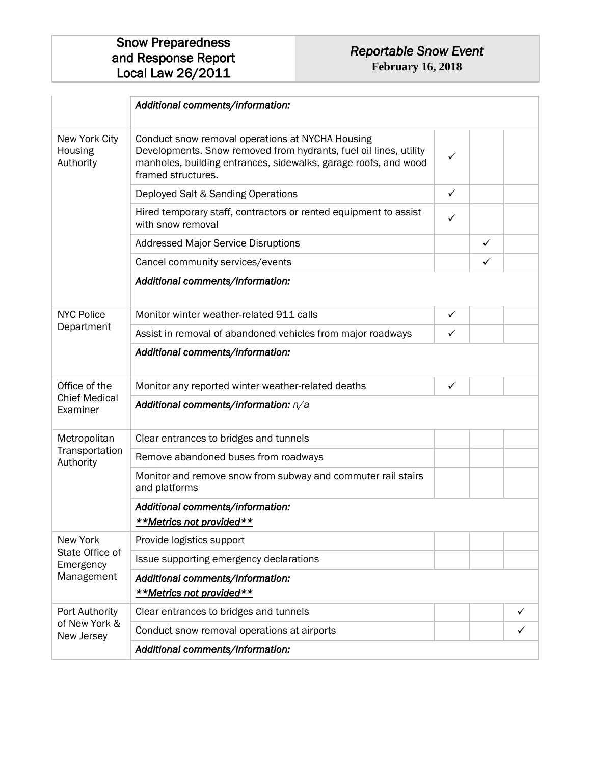| | | | | |
|---|---|---|---|---|
| | ***Additional comments/information:*** | | | |
| New York City Housing Authority | Conduct snow removal operations at NYCHA Housing Developments. Snow removed from hydrants, fuel oil lines, utility manholes, building entrances, sidewalks, garage roofs, and wood framed structures. | ✓ | | |
| | Deployed Salt & Sanding Operations | ✓ | | |
| | Hired temporary staff, contractors or rented equipment to assist with snow removal | ✓ | | |
| | Addressed Major Service Disruptions | | ✓ | |
| | Cancel community services/events | | ✓ | |
| | ***Additional comments/information:*** | | | |
| NYC Police Department | Monitor winter weather-related 911 calls | ✓ | | |
| | Assist in removal of abandoned vehicles from major roadways | ✓ | | |
| | ***Additional comments/information:*** | | | |
| Office of the Chief Medical Examiner | Monitor any reported winter weather-related deaths | ✓ | | |
| | ***Additional comments/information:*** *n/a* | | | |
| Metropolitan Transportation Authority | Clear entrances to bridges and tunnels | | | |
| | Remove abandoned buses from roadways | | | |
| | Monitor and remove snow from subway and commuter rail stairs and platforms | | | |
| | ***Additional comments/information:*** ***<u>**Metrics not provided**</u>*** | | | |
| New York State Office of Emergency Management | Provide logistics support | | | |
| | Issue supporting emergency declarations | | | |
| | ***Additional comments/information:*** ***<u>**Metrics not provided**</u>*** | | | |
| Port Authority of New York & New Jersey | Clear entrances to bridges and tunnels | | | ✓ |
| | Conduct snow removal operations at airports | | | ✓ |
| | ***Additional comments/information:*** | | | |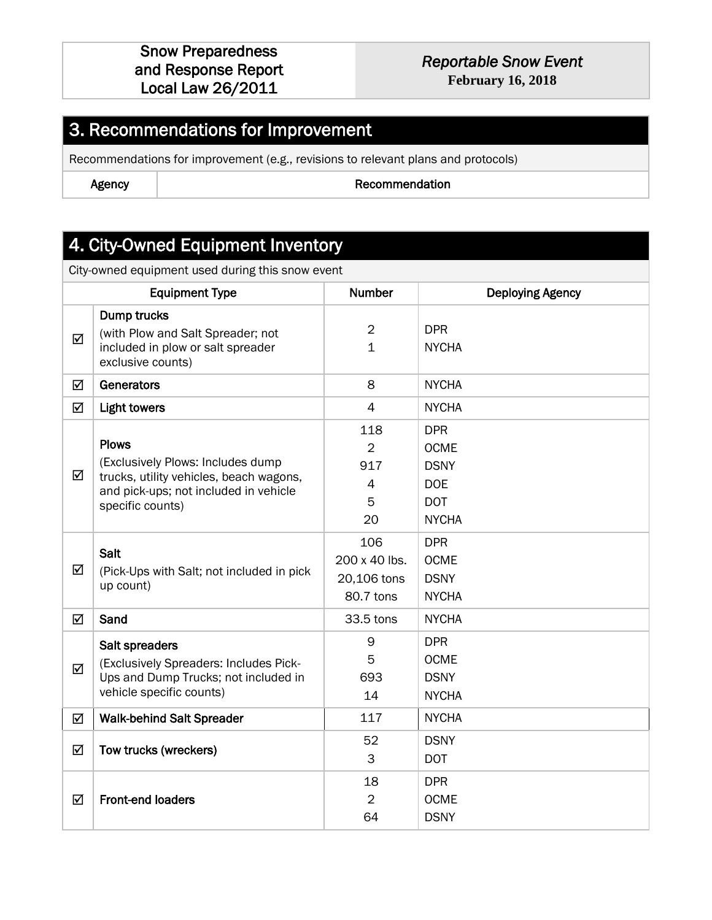| Snow Preparedness and Response Report Local Law 26/2011 | *Reportable Snow Event* **February 16, 2018** |
|---|---|

## 3. Recommendations for Improvement

Recommendations for improvement (e.g., revisions to relevant plans and protocols)

| Agency | Recommendation |
|---|---|

## 4. City-Owned Equipment Inventory

City-owned equipment used during this snow event

| | Equipment Type | Number | Deploying Agency |
|---|---|---|---|
| ☑ | **Dump trucks** (with Plow and Salt Spreader; not included in plow or salt spreader exclusive counts) | 2<br>1 | DPR<br>NYCHA |
| ☑ | **Generators** | 8 | NYCHA |
| ☑ | **Light towers** | 4 | NYCHA |
| ☑ | **Plows** (Exclusively Plows: Includes dump trucks, utility vehicles, beach wagons, and pick-ups; not included in vehicle specific counts) | 118<br>2<br>917<br>4<br>5<br>20 | DPR<br>OCME<br>DSNY<br>DOE<br>DOT<br>NYCHA |
| ☑ | **Salt** (Pick-Ups with Salt; not included in pick up count) | 106<br>200 x 40 lbs.<br>20,106 tons<br>80.7 tons | DPR<br>OCME<br>DSNY<br>NYCHA |
| ☑ | **Sand** | 33.5 tons | NYCHA |
| ☑ | **Salt spreaders** (Exclusively Spreaders: Includes Pick-Ups and Dump Trucks; not included in vehicle specific counts) | 9<br>5<br>693<br>14 | DPR<br>OCME<br>DSNY<br>NYCHA |
| ☑ | **Walk-behind Salt Spreader** | 117 | NYCHA |
| ☑ | **Tow trucks (wreckers)** | 52<br>3 | DSNY<br>DOT |
| ☑ | **Front-end loaders** | 18<br>2<br>64 | DPR<br>OCME<br>DSNY |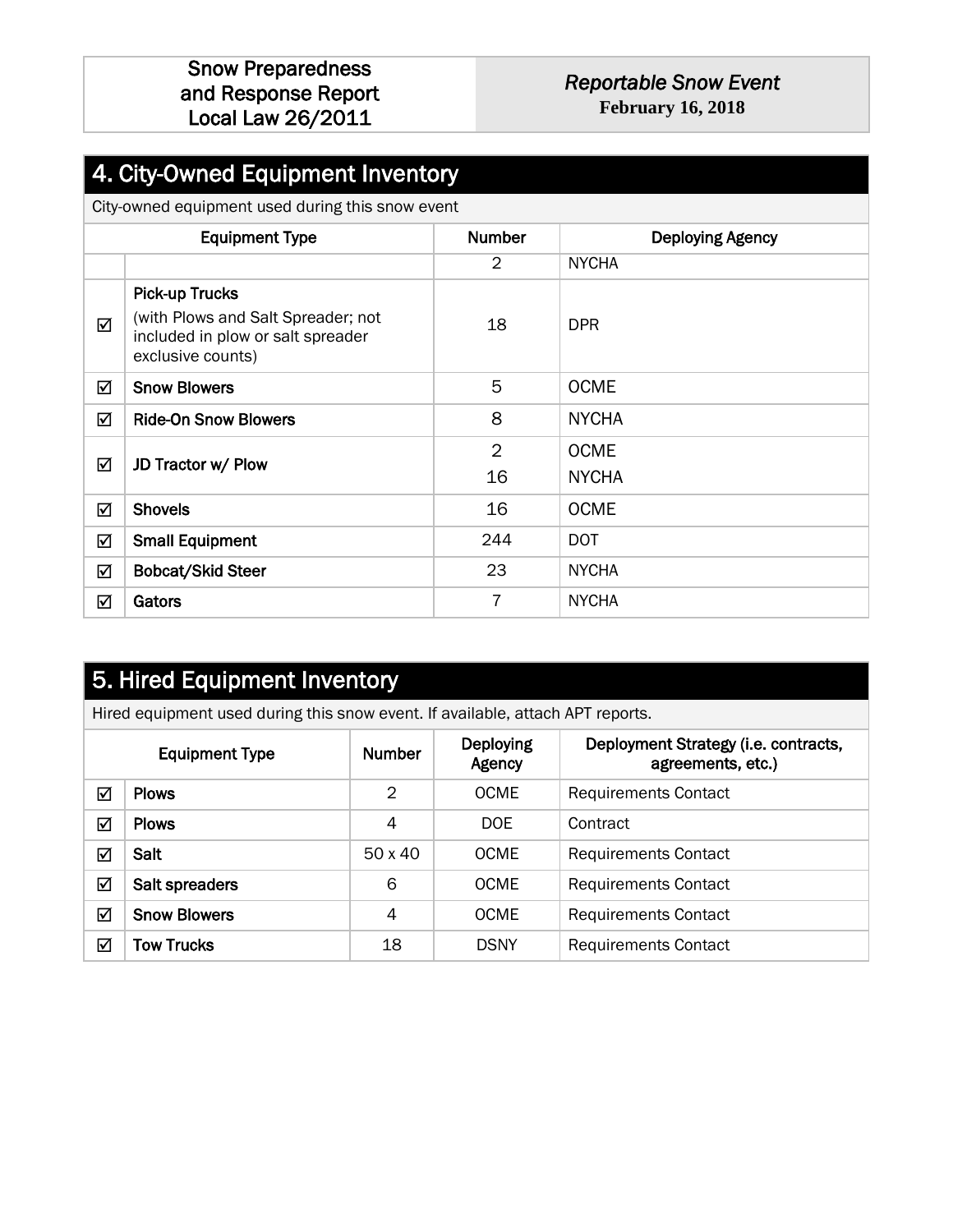# 4. City-Owned Equipment Inventory

City-owned equipment used during this snow event

| | Equipment Type | Number | Deploying Agency |
|---|---|---|---|
| | | 2 | NYCHA |
| ☑ | **Pick-up Trucks** (with Plows and Salt Spreader; not included in plow or salt spreader exclusive counts) | 18 | DPR |
| ☑ | **Snow Blowers** | 5 | OCME |
| ☑ | **Ride-On Snow Blowers** | 8 | NYCHA |
| ☑ | **JD Tractor w/ Plow** | 2<br>16 | OCME<br>NYCHA |
| ☑ | **Shovels** | 16 | OCME |
| ☑ | **Small Equipment** | 244 | DOT |
| ☑ | **Bobcat/Skid Steer** | 23 | NYCHA |
| ☑ | **Gators** | 7 | NYCHA |

# 5. Hired Equipment Inventory

Hired equipment used during this snow event. If available, attach APT reports.

| | Equipment Type | Number | Deploying Agency | Deployment Strategy (i.e. contracts, agreements, etc.) |
|---|---|---|---|---|
| ☑ | **Plows** | 2 | OCME | Requirements Contact |
| ☑ | **Plows** | 4 | DOE | Contract |
| ☑ | **Salt** | 50 x 40 | OCME | Requirements Contact |
| ☑ | **Salt spreaders** | 6 | OCME | Requirements Contact |
| ☑ | **Snow Blowers** | 4 | OCME | Requirements Contact |
| ☑ | **Tow Trucks** | 18 | DSNY | Requirements Contact |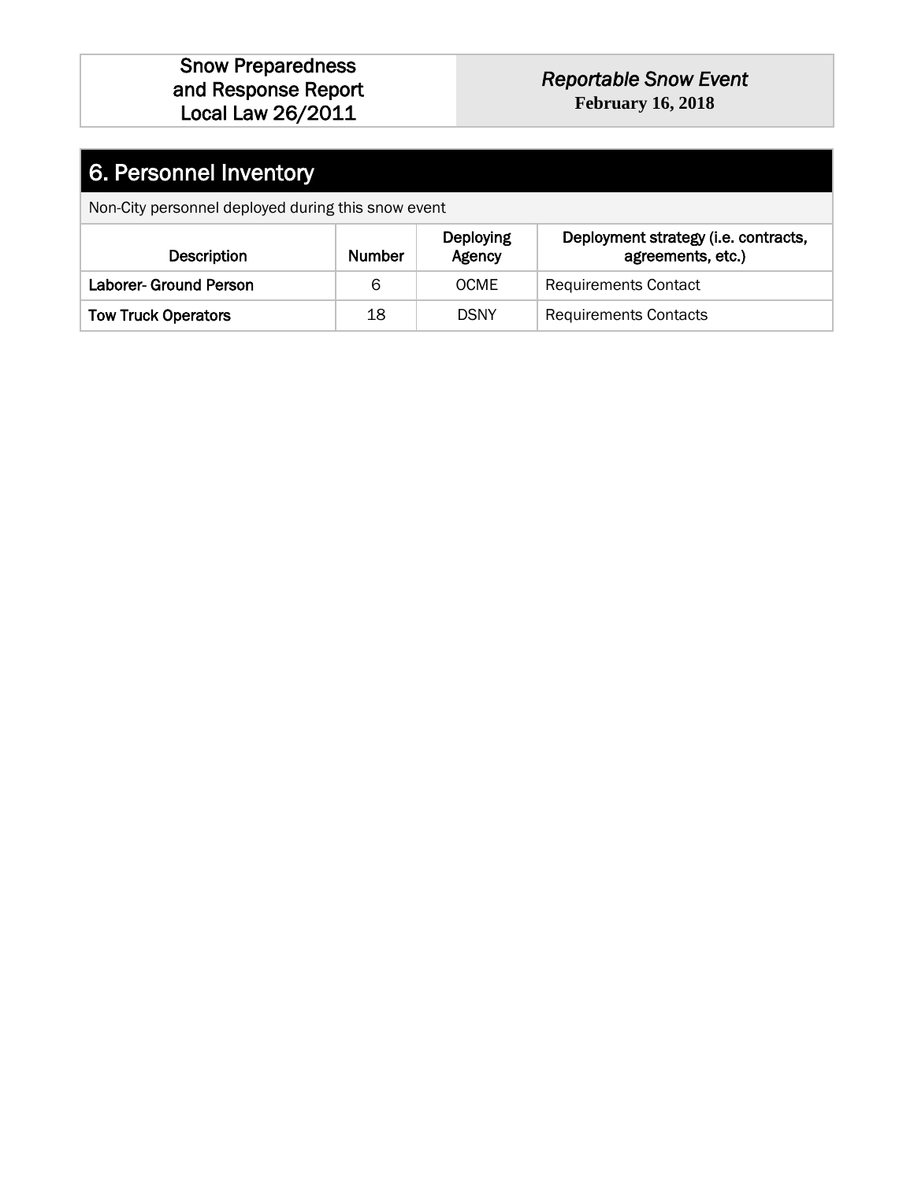| Snow Preparedness and Response Report Local Law 26/2011 | *Reportable Snow Event* **February 16, 2018** |
|---|---|

## 6. Personnel Inventory

Non-City personnel deployed during this snow event

| Description | Number | Deploying Agency | Deployment strategy (i.e. contracts, agreements, etc.) |
|---|---|---|---|
| **Laborer- Ground Person** | 6 | OCME | Requirements Contact |
| **Tow Truck Operators** | 18 | DSNY | Requirements Contacts |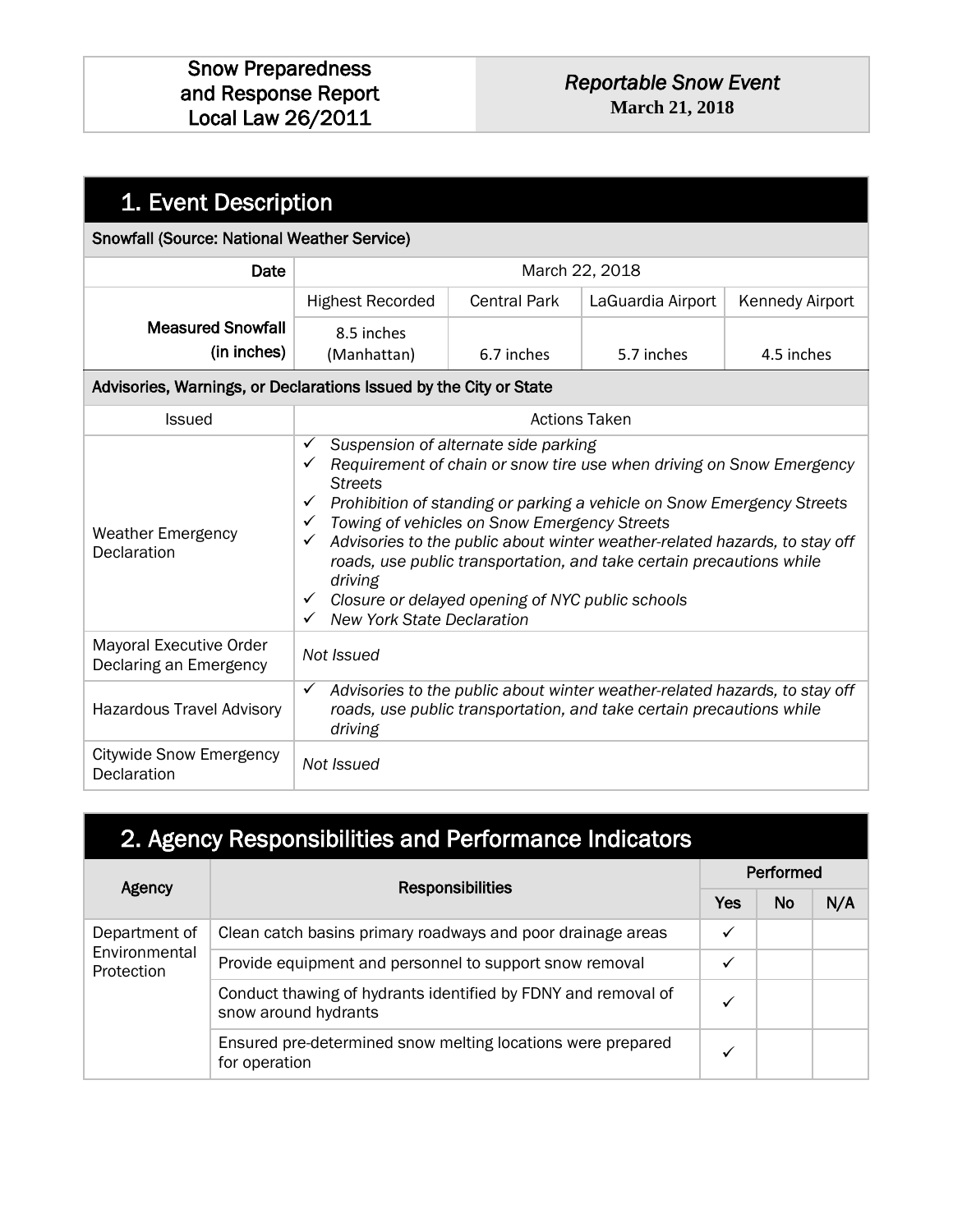| Snow Preparedness and Response Report Local Law 26/2011 | *Reportable Snow Event* **March 21, 2018** |
|---|---|

## 1. Event Description

**Snowfall (Source: National Weather Service)**

| | | | | |
|---|---|---|---|---|
| **Date** | March 22, 2018 | | | |
| | Highest Recorded | Central Park | LaGuardia Airport | Kennedy Airport |
| **Measured Snowfall (in inches)** | 8.5 inches (Manhattan) | 6.7 inches | 5.7 inches | 4.5 inches |

**Advisories, Warnings, or Declarations Issued by the City or State**

| Issued | Actions Taken |
|---|---|
| Weather Emergency Declaration | ✓ *Suspension of alternate side parking*<br>✓ *Requirement of chain or snow tire use when driving on Snow Emergency Streets*<br>✓ *Prohibition of standing or parking a vehicle on Snow Emergency Streets*<br>✓ *Towing of vehicles on Snow Emergency Streets*<br>✓ *Advisories to the public about winter weather-related hazards, to stay off roads, use public transportation, and take certain precautions while driving*<br>✓ *Closure or delayed opening of NYC public schools*<br>✓ *New York State Declaration* |
| Mayoral Executive Order Declaring an Emergency | *Not Issued* |
| Hazardous Travel Advisory | ✓ *Advisories to the public about winter weather-related hazards, to stay off roads, use public transportation, and take certain precautions while driving* |
| Citywide Snow Emergency Declaration | *Not Issued* |

## 2. Agency Responsibilities and Performance Indicators

| Agency | Responsibilities | Performed | | |
|---|---|---|---|---|
| | | Yes | No | N/A |
| Department of Environmental Protection | Clean catch basins primary roadways and poor drainage areas | ✓ | | |
| | Provide equipment and personnel to support snow removal | ✓ | | |
| | Conduct thawing of hydrants identified by FDNY and removal of snow around hydrants | ✓ | | |
| | Ensured pre-determined snow melting locations were prepared for operation | ✓ | | |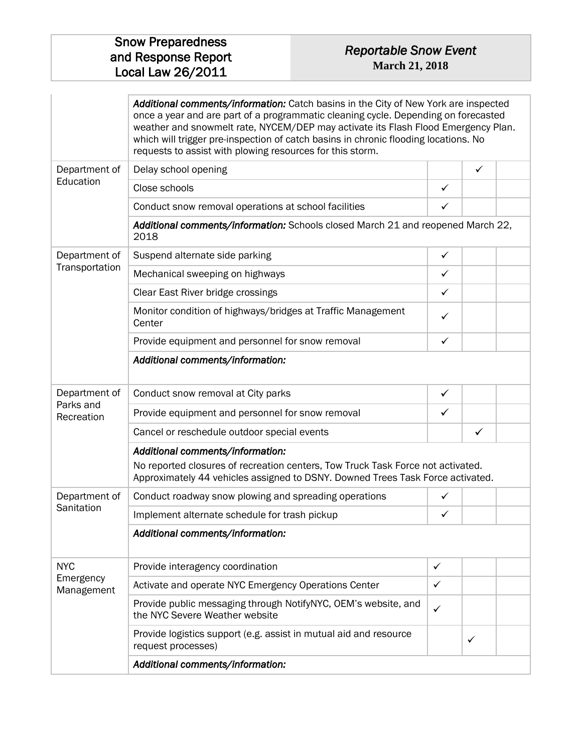| | | | | |
|---|---|---|---|---|
| | ***Additional comments/information:*** Catch basins in the City of New York are inspected once a year and are part of a programmatic cleaning cycle. Depending on forecasted weather and snowmelt rate, NYCEM/DEP may activate its Flash Flood Emergency Plan. which will trigger pre-inspection of catch basins in chronic flooding locations. No requests to assist with plowing resources for this storm. | | | |
| Department of Education | Delay school opening | | ✓ | |
| | Close schools | ✓ | | |
| | Conduct snow removal operations at school facilities | ✓ | | |
| | ***Additional comments/information:*** Schools closed March 21 and reopened March 22, 2018 | | | |
| Department of Transportation | Suspend alternate side parking | ✓ | | |
| | Mechanical sweeping on highways | ✓ | | |
| | Clear East River bridge crossings | ✓ | | |
| | Monitor condition of highways/bridges at Traffic Management Center | ✓ | | |
| | Provide equipment and personnel for snow removal | ✓ | | |
| | ***Additional comments/information:*** | | | |
| Department of Parks and Recreation | Conduct snow removal at City parks | ✓ | | |
| | Provide equipment and personnel for snow removal | ✓ | | |
| | Cancel or reschedule outdoor special events | | ✓ | |
| | ***Additional comments/information:*** No reported closures of recreation centers, Tow Truck Task Force not activated. Approximately 44 vehicles assigned to DSNY. Downed Trees Task Force activated. | | | |
| Department of Sanitation | Conduct roadway snow plowing and spreading operations | ✓ | | |
| | Implement alternate schedule for trash pickup | ✓ | | |
| | ***Additional comments/information:*** | | | |
| NYC Emergency Management | Provide interagency coordination | ✓ | | |
| | Activate and operate NYC Emergency Operations Center | ✓ | | |
| | Provide public messaging through NotifyNYC, OEM's website, and the NYC Severe Weather website | ✓ | | |
| | Provide logistics support (e.g. assist in mutual aid and resource request processes) | | ✓ | |
| | ***Additional comments/information:*** | | | |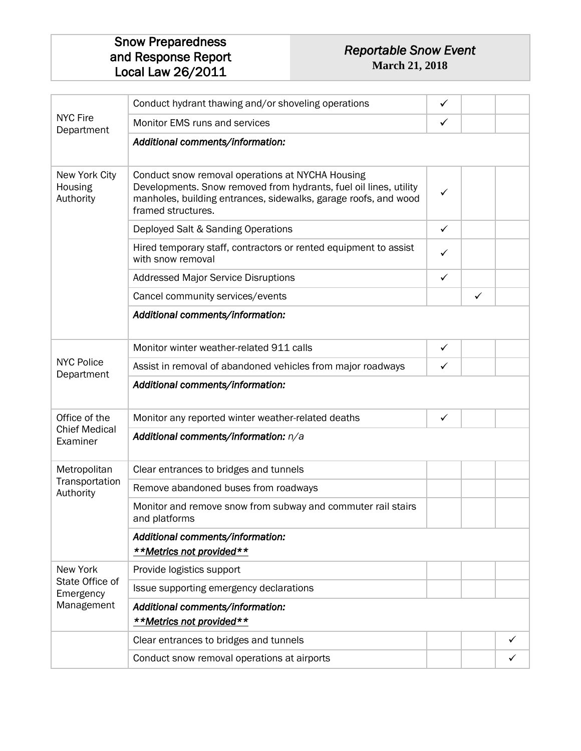| Snow Preparedness and Response Report Local Law 26/2011 | *Reportable Snow Event* **March 21, 2018** |
|---|---|

| | | | | |
|---|---|---|---|---|
| NYC Fire Department | Conduct hydrant thawing and/or shoveling operations | ✓ | | |
| | Monitor EMS runs and services | ✓ | | |
| | ***Additional comments/information:*** | | | |
| New York City Housing Authority | Conduct snow removal operations at NYCHA Housing Developments. Snow removed from hydrants, fuel oil lines, utility manholes, building entrances, sidewalks, garage roofs, and wood framed structures. | ✓ | | |
| | Deployed Salt & Sanding Operations | ✓ | | |
| | Hired temporary staff, contractors or rented equipment to assist with snow removal | ✓ | | |
| | Addressed Major Service Disruptions | ✓ | | |
| | Cancel community services/events | | ✓ | |
| | ***Additional comments/information:*** | | | |
| NYC Police Department | Monitor winter weather-related 911 calls | ✓ | | |
| | Assist in removal of abandoned vehicles from major roadways | ✓ | | |
| | ***Additional comments/information:*** | | | |
| Office of the Chief Medical Examiner | Monitor any reported winter weather-related deaths | ✓ | | |
| | ***Additional comments/information:*** *n/a* | | | |
| Metropolitan Transportation Authority | Clear entrances to bridges and tunnels | | | |
| | Remove abandoned buses from roadways | | | |
| | Monitor and remove snow from subway and commuter rail stairs and platforms | | | |
| | ***Additional comments/information:*** ***<u>**Metrics not provided**</u>*** | | | |
| New York State Office of Emergency Management | Provide logistics support | | | |
| | Issue supporting emergency declarations | | | |
| | ***Additional comments/information:*** ***<u>**Metrics not provided**</u>*** | | | |
| | Clear entrances to bridges and tunnels | | | ✓ |
| | Conduct snow removal operations at airports | | | ✓ |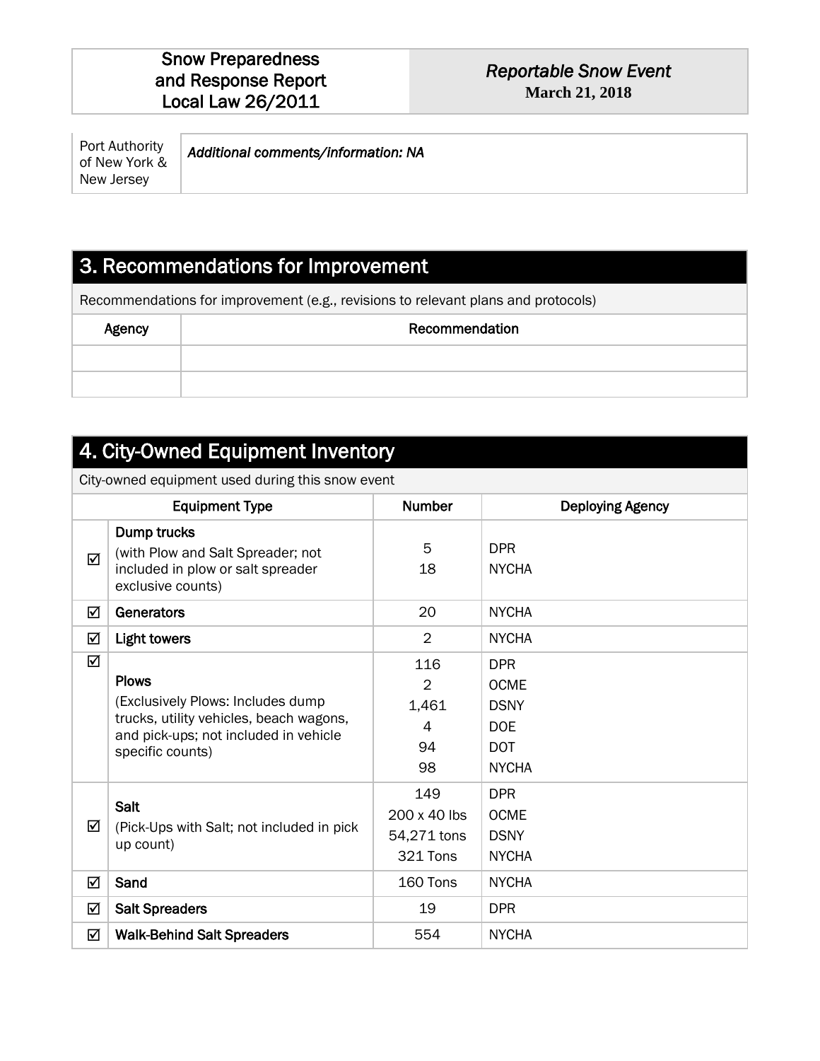| Snow Preparedness and Response Report Local Law 26/2011 | *Reportable Snow Event* **March 21, 2018** |
|---|---|

| Port Authority of New York & New Jersey | ***Additional comments/information: NA*** |
|---|---|

## 3. Recommendations for Improvement

Recommendations for improvement (e.g., revisions to relevant plans and protocols)

| Agency | Recommendation |
|---|---|
| | |
| | |

## 4. City-Owned Equipment Inventory

City-owned equipment used during this snow event

| | Equipment Type | Number | Deploying Agency |
|---|---|---|---|
| ☑ | **Dump trucks** (with Plow and Salt Spreader; not included in plow or salt spreader exclusive counts) | 5<br>18 | DPR<br>NYCHA |
| ☑ | **Generators** | 20 | NYCHA |
| ☑ | **Light towers** | 2 | NYCHA |
| ☑ | **Plows** (Exclusively Plows: Includes dump trucks, utility vehicles, beach wagons, and pick-ups; not included in vehicle specific counts) | 116<br>2<br>1,461<br>4<br>94<br>98 | DPR<br>OCME<br>DSNY<br>DOE<br>DOT<br>NYCHA |
| ☑ | **Salt** (Pick-Ups with Salt; not included in pick up count) | 149<br>200 x 40 lbs<br>54,271 tons<br>321 Tons | DPR<br>OCME<br>DSNY<br>NYCHA |
| ☑ | **Sand** | 160 Tons | NYCHA |
| ☑ | **Salt Spreaders** | 19 | DPR |
| ☑ | **Walk-Behind Salt Spreaders** | 554 | NYCHA |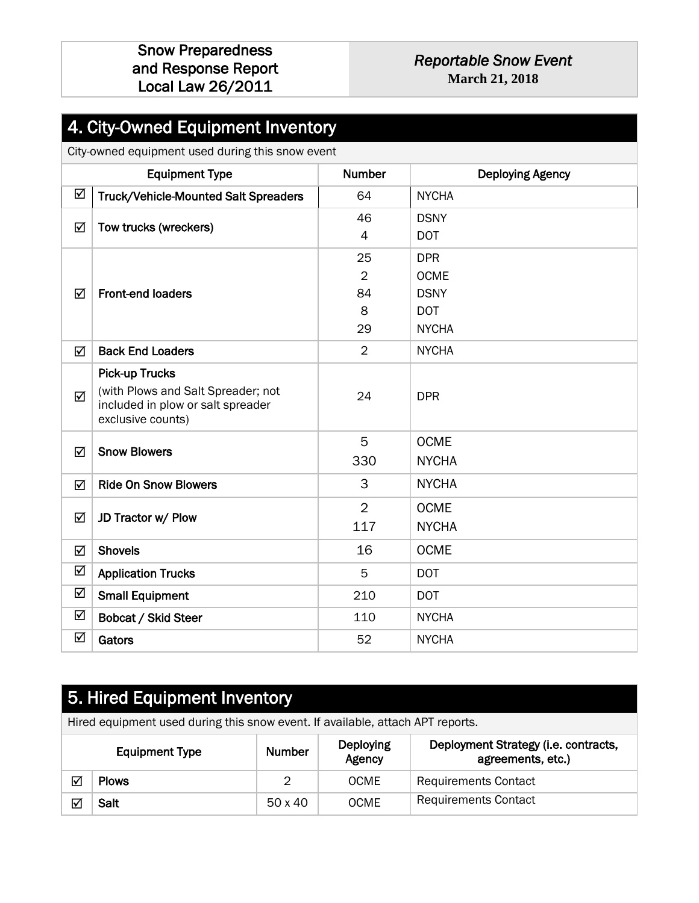## 4. City-Owned Equipment Inventory

City-owned equipment used during this snow event

| | Equipment Type | Number | Deploying Agency |
|---|---|---|---|
| ☑ | Truck/Vehicle-Mounted Salt Spreaders | 64 | NYCHA |
| ☑ | Tow trucks (wreckers) | 46 | DSNY |
| | | 4 | DOT |
| ☑ | Front-end loaders | 25 | DPR |
| | | 2 | OCME |
| | | 84 | DSNY |
| | | 8 | DOT |
| | | 29 | NYCHA |
| ☑ | Back End Loaders | 2 | NYCHA |
| ☑ | Pick-up Trucks (with Plows and Salt Spreader; not included in plow or salt spreader exclusive counts) | 24 | DPR |
| ☑ | Snow Blowers | 5 | OCME |
| | | 330 | NYCHA |
| ☑ | Ride On Snow Blowers | 3 | NYCHA |
| ☑ | JD Tractor w/ Plow | 2 | OCME |
| | | 117 | NYCHA |
| ☑ | Shovels | 16 | OCME |
| ☑ | Application Trucks | 5 | DOT |
| ☑ | Small Equipment | 210 | DOT |
| ☑ | Bobcat / Skid Steer | 110 | NYCHA |
| ☑ | Gators | 52 | NYCHA |

## 5. Hired Equipment Inventory

Hired equipment used during this snow event. If available, attach APT reports.

| | Equipment Type | Number | Deploying Agency | Deployment Strategy (i.e. contracts, agreements, etc.) |
|---|---|---|---|---|
| ☑ | Plows | 2 | OCME | Requirements Contact |
| ☑ | Salt | 50 x 40 | OCME | Requirements Contact |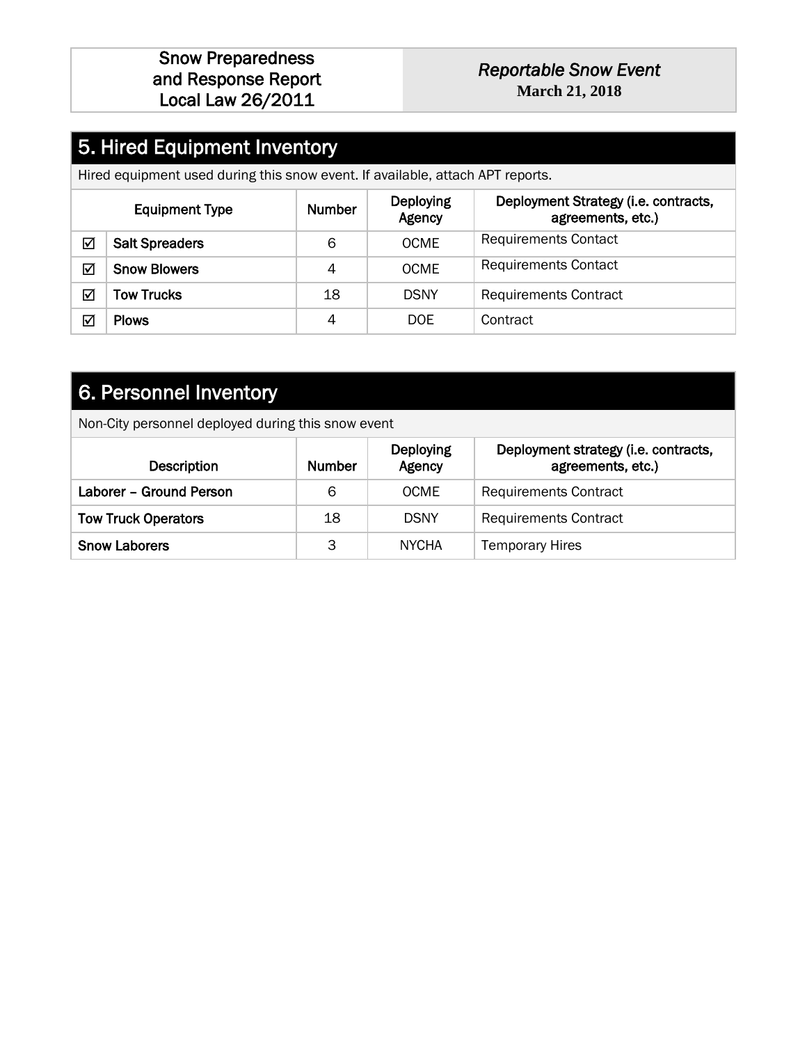## 5. Hired Equipment Inventory

Hired equipment used during this snow event. If available, attach APT reports.

| Equipment Type | | Number | Deploying Agency | Deployment Strategy (i.e. contracts, agreements, etc.) |
|---|---|---|---|---|
| ☑ | **Salt Spreaders** | 6 | OCME | Requirements Contact |
| ☑ | **Snow Blowers** | 4 | OCME | Requirements Contact |
| ☑ | **Tow Trucks** | 18 | DSNY | Requirements Contract |
| ☑ | **Plows** | 4 | DOE | Contract |

## 6. Personnel Inventory

Non-City personnel deployed during this snow event

| Description | Number | Deploying Agency | Deployment strategy (i.e. contracts, agreements, etc.) |
|---|---|---|---|
| **Laborer – Ground Person** | 6 | OCME | Requirements Contract |
| **Tow Truck Operators** | 18 | DSNY | Requirements Contract |
| **Snow Laborers** | 3 | NYCHA | Temporary Hires |